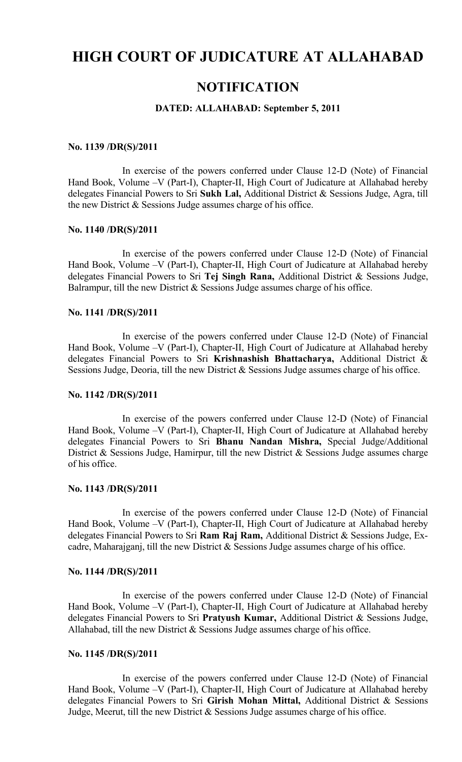# HIGH COURT OF JUDICATURE AT ALLAHABAD

## NOTIFICATION

### DATED: ALLAHABAD: September 5, 2011

**No. 1139 /DR(S)/2011**

In exercise of the powers conferred under Clause 12-D (Note) of Financial Hand Book, Volume –V (Part-I), Chapter-II, High Court of Judicature at Allahabad hereby delegates Financial Powers to Sri **Sukh Lal,** Additional District & Sessions Judge, Agra, till the new District & Sessions Judge assumes charge of his office.

**No. 1140 /DR(S)/2011**

In exercise of the powers conferred under Clause 12-D (Note) of Financial Hand Book, Volume –V (Part-I), Chapter-II, High Court of Judicature at Allahabad hereby delegates Financial Powers to Sri **Tej Singh Rana,** Additional District & Sessions Judge, Balrampur, till the new District & Sessions Judge assumes charge of his office.

**No. 1141 /DR(S)/2011**

In exercise of the powers conferred under Clause 12-D (Note) of Financial Hand Book, Volume –V (Part-I), Chapter-II, High Court of Judicature at Allahabad hereby delegates Financial Powers to Sri **Krishnashish Bhattacharya,** Additional District & Sessions Judge, Deoria, till the new District & Sessions Judge assumes charge of his office.

**No. 1142 /DR(S)/2011**

In exercise of the powers conferred under Clause 12-D (Note) of Financial Hand Book, Volume –V (Part-I), Chapter-II, High Court of Judicature at Allahabad hereby delegates Financial Powers to Sri **Bhanu Nandan Mishra,** Special Judge/Additional District & Sessions Judge, Hamirpur, till the new District & Sessions Judge assumes charge of his office.

**No. 1143 /DR(S)/2011**

In exercise of the powers conferred under Clause 12-D (Note) of Financial Hand Book, Volume –V (Part-I), Chapter-II, High Court of Judicature at Allahabad hereby delegates Financial Powers to Sri **Ram Raj Ram,** Additional District & Sessions Judge, Ex-cadre, Maharajganj, till the new District & Sessions Judge assumes charge of his office.

**No. 1144 /DR(S)/2011**

In exercise of the powers conferred under Clause 12-D (Note) of Financial Hand Book, Volume –V (Part-I), Chapter-II, High Court of Judicature at Allahabad hereby delegates Financial Powers to Sri **Pratyush Kumar,** Additional District & Sessions Judge, Allahabad, till the new District & Sessions Judge assumes charge of his office.

**No. 1145 /DR(S)/2011**

In exercise of the powers conferred under Clause 12-D (Note) of Financial Hand Book, Volume –V (Part-I), Chapter-II, High Court of Judicature at Allahabad hereby delegates Financial Powers to Sri **Girish Mohan Mittal,** Additional District & Sessions Judge, Meerut, till the new District & Sessions Judge assumes charge of his office.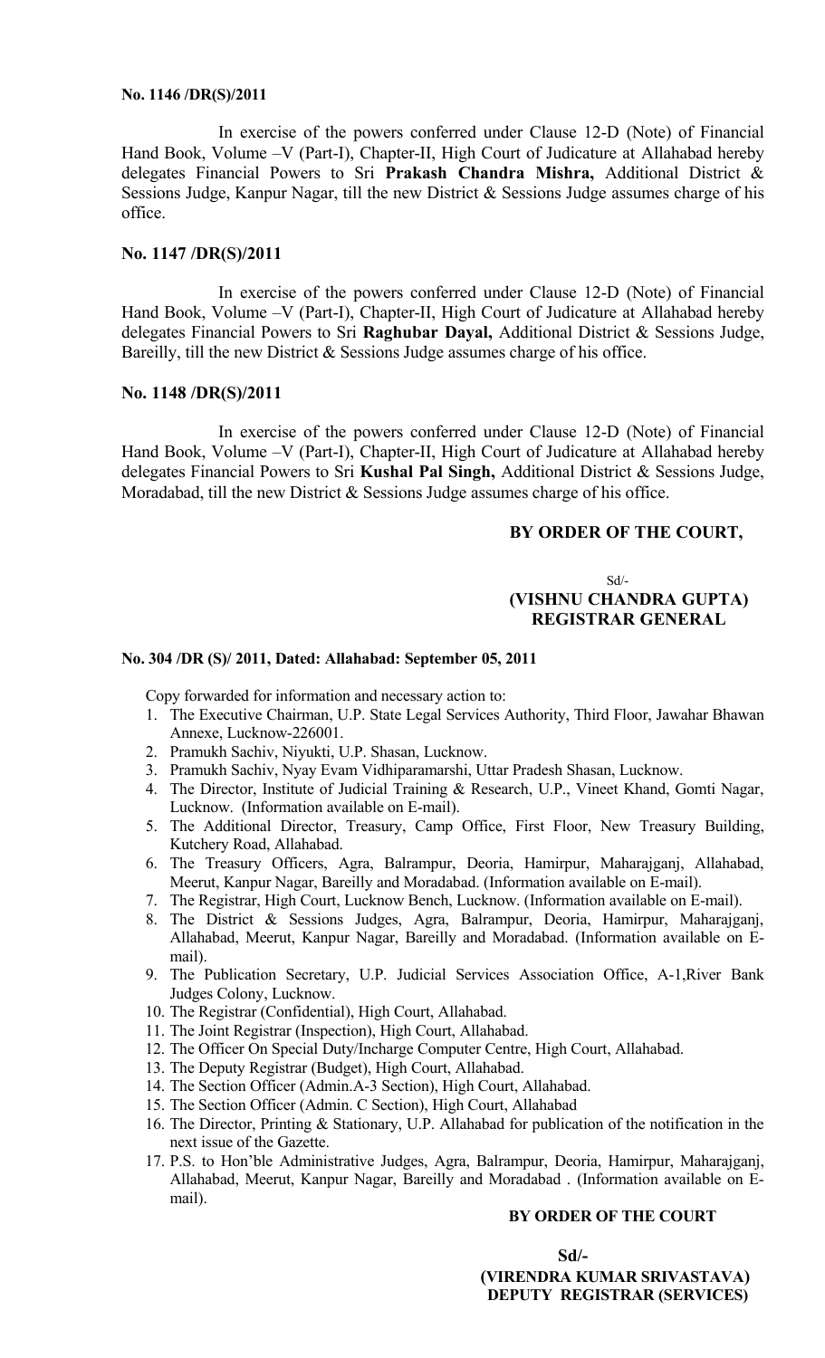**No. 1146 /DR(S)/2011**

In exercise of the powers conferred under Clause 12-D (Note) of Financial Hand Book, Volume –V (Part-I), Chapter-II, High Court of Judicature at Allahabad hereby delegates Financial Powers to Sri **Prakash Chandra Mishra,** Additional District & Sessions Judge, Kanpur Nagar, till the new District & Sessions Judge assumes charge of his office.

**No. 1147 /DR(S)/2011**

In exercise of the powers conferred under Clause 12-D (Note) of Financial Hand Book, Volume –V (Part-I), Chapter-II, High Court of Judicature at Allahabad hereby delegates Financial Powers to Sri **Raghubar Dayal,** Additional District & Sessions Judge, Bareilly, till the new District & Sessions Judge assumes charge of his office.

**No. 1148 /DR(S)/2011**

In exercise of the powers conferred under Clause 12-D (Note) of Financial Hand Book, Volume –V (Part-I), Chapter-II, High Court of Judicature at Allahabad hereby delegates Financial Powers to Sri **Kushal Pal Singh,** Additional District & Sessions Judge, Moradabad, till the new District & Sessions Judge assumes charge of his office.

**BY ORDER OF THE COURT,**

Sd/-
**(VISHNU CHANDRA GUPTA)**
**REGISTRAR GENERAL**

**No. 304 /DR (S)/ 2011, Dated: Allahabad: September 05, 2011**

Copy forwarded for information and necessary action to:

1. The Executive Chairman, U.P. State Legal Services Authority, Third Floor, Jawahar Bhawan Annexe, Lucknow-226001.
2. Pramukh Sachiv, Niyukti, U.P. Shasan, Lucknow.
3. Pramukh Sachiv, Nyay Evam Vidhiparamarshi, Uttar Pradesh Shasan, Lucknow.
4. The Director, Institute of Judicial Training & Research, U.P., Vineet Khand, Gomti Nagar, Lucknow. (Information available on E-mail).
5. The Additional Director, Treasury, Camp Office, First Floor, New Treasury Building, Kutchery Road, Allahabad.
6. The Treasury Officers, Agra, Balrampur, Deoria, Hamirpur, Maharajganj, Allahabad, Meerut, Kanpur Nagar, Bareilly and Moradabad. (Information available on E-mail).
7. The Registrar, High Court, Lucknow Bench, Lucknow. (Information available on E-mail).
8. The District & Sessions Judges, Agra, Balrampur, Deoria, Hamirpur, Maharajganj, Allahabad, Meerut, Kanpur Nagar, Bareilly and Moradabad. (Information available on E-mail).
9. The Publication Secretary, U.P. Judicial Services Association Office, A-1,River Bank Judges Colony, Lucknow.
10. The Registrar (Confidential), High Court, Allahabad.
11. The Joint Registrar (Inspection), High Court, Allahabad.
12. The Officer On Special Duty/Incharge Computer Centre, High Court, Allahabad.
13. The Deputy Registrar (Budget), High Court, Allahabad.
14. The Section Officer (Admin.A-3 Section), High Court, Allahabad.
15. The Section Officer (Admin. C Section), High Court, Allahabad
16. The Director, Printing & Stationary, U.P. Allahabad for publication of the notification in the next issue of the Gazette.
17. P.S. to Hon'ble Administrative Judges, Agra, Balrampur, Deoria, Hamirpur, Maharajganj, Allahabad, Meerut, Kanpur Nagar, Bareilly and Moradabad . (Information available on E-mail).

**BY ORDER OF THE COURT**

**Sd/-**
**(VIRENDRA KUMAR SRIVASTAVA)**
**DEPUTY REGISTRAR (SERVICES)**